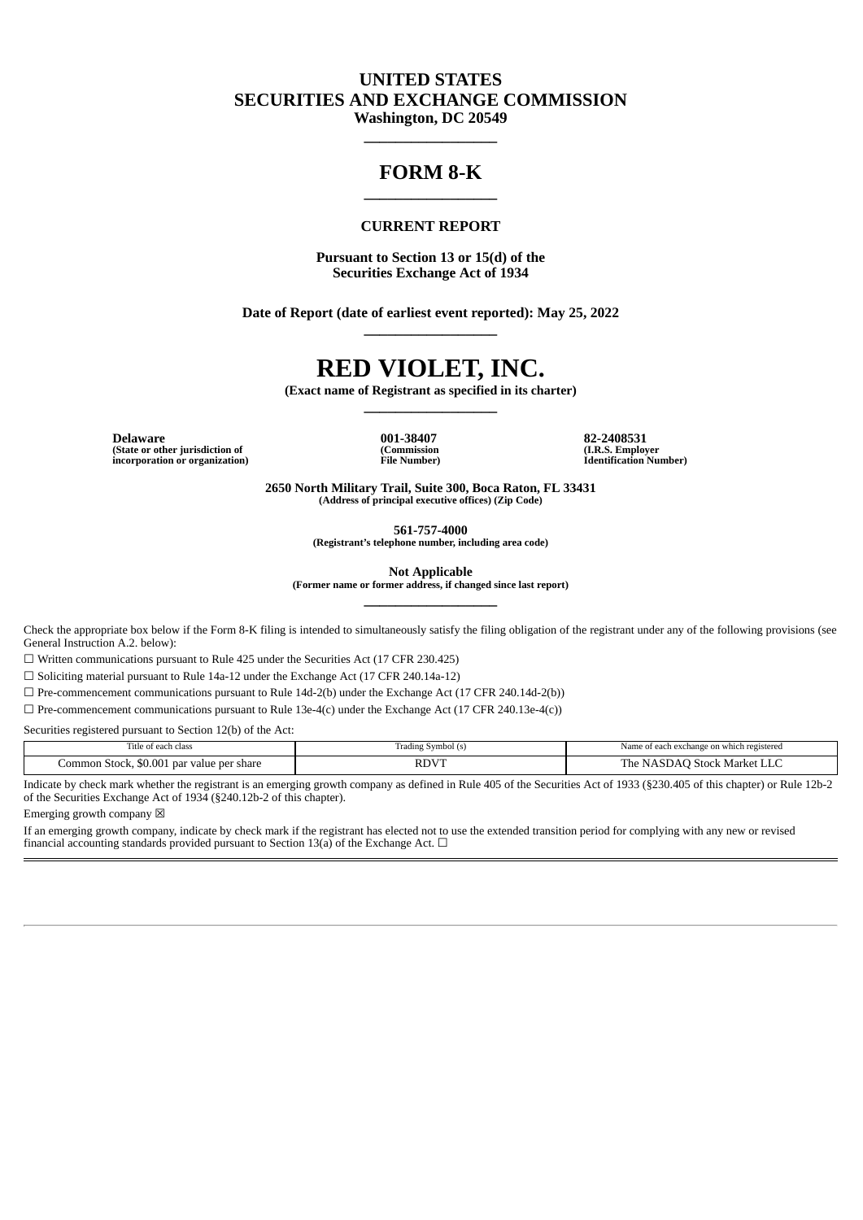# UNITED STATES
# SECURITIES AND EXCHANGE COMMISSION
**Washington, DC 20549**

---

# FORM 8-K

---

**CURRENT REPORT**

**Pursuant to Section 13 or 15(d) of the Securities Exchange Act of 1934**

**Date of Report (date of earliest event reported): May 25, 2022**

---

# RED VIOLET, INC.
**(Exact name of Registrant as specified in its charter)**

---

| **Delaware** | **001-38407** | **82-2408531** |
|---|---|---|
| **(State or other jurisdiction of incorporation or organization)** | **(Commission File Number)** | **(I.R.S. Employer Identification Number)** |

**2650 North Military Trail, Suite 300, Boca Raton, FL 33431**
**(Address of principal executive offices) (Zip Code)**

**561-757-4000**
**(Registrant's telephone number, including area code)**

**Not Applicable**
**(Former name or former address, if changed since last report)**

---

Check the appropriate box below if the Form 8-K filing is intended to simultaneously satisfy the filing obligation of the registrant under any of the following provisions (see General Instruction A.2. below):

☐ Written communications pursuant to Rule 425 under the Securities Act (17 CFR 230.425)

☐ Soliciting material pursuant to Rule 14a-12 under the Exchange Act (17 CFR 240.14a-12)

☐ Pre-commencement communications pursuant to Rule 14d-2(b) under the Exchange Act (17 CFR 240.14d-2(b))

☐ Pre-commencement communications pursuant to Rule 13e-4(c) under the Exchange Act (17 CFR 240.13e-4(c))

Securities registered pursuant to Section 12(b) of the Act:

| Title of each class | Trading Symbol (s) | Name of each exchange on which registered |
|---|---|---|
| Common Stock, $0.001 par value per share | RDVT | The NASDAQ Stock Market LLC |

Indicate by check mark whether the registrant is an emerging growth company as defined in Rule 405 of the Securities Act of 1933 (§230.405 of this chapter) or Rule 12b-2 of the Securities Exchange Act of 1934 (§240.12b-2 of this chapter).

Emerging growth company ☒

If an emerging growth company, indicate by check mark if the registrant has elected not to use the extended transition period for complying with any new or revised financial accounting standards provided pursuant to Section 13(a) of the Exchange Act. ☐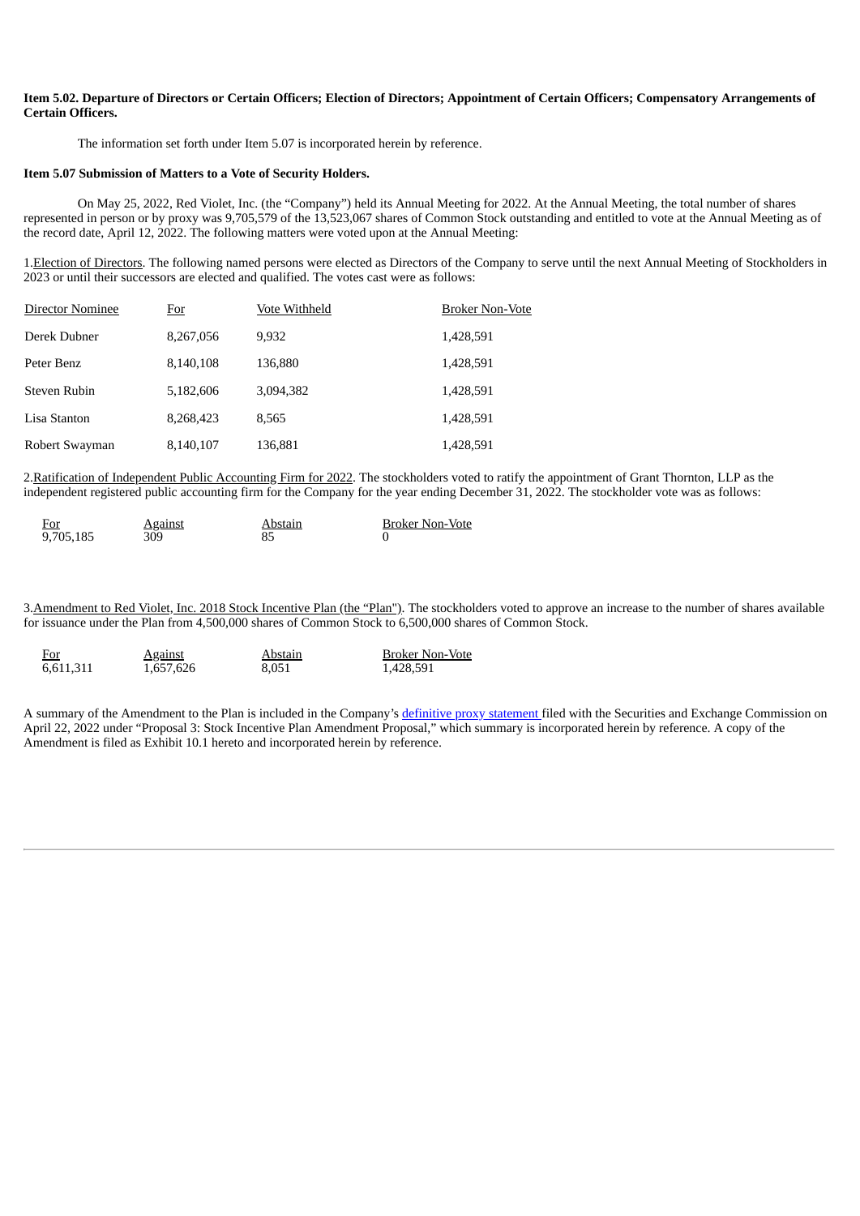**Item 5.02. Departure of Directors or Certain Officers; Election of Directors; Appointment of Certain Officers; Compensatory Arrangements of Certain Officers.**

The information set forth under Item 5.07 is incorporated herein by reference.

**Item 5.07 Submission of Matters to a Vote of Security Holders.**

On May 25, 2022, Red Violet, Inc. (the "Company") held its Annual Meeting for 2022. At the Annual Meeting, the total number of shares represented in person or by proxy was 9,705,579 of the 13,523,067 shares of Common Stock outstanding and entitled to vote at the Annual Meeting as of the record date, April 12, 2022. The following matters were voted upon at the Annual Meeting:

1. Election of Directors. The following named persons were elected as Directors of the Company to serve until the next Annual Meeting of Stockholders in 2023 or until their successors are elected and qualified. The votes cast were as follows:

| Director Nominee | For | Vote Withheld | Broker Non-Vote |
|---|---|---|---|
| Derek Dubner | 8,267,056 | 9,932 | 1,428,591 |
| Peter Benz | 8,140,108 | 136,880 | 1,428,591 |
| Steven Rubin | 5,182,606 | 3,094,382 | 1,428,591 |
| Lisa Stanton | 8,268,423 | 8,565 | 1,428,591 |
| Robert Swayman | 8,140,107 | 136,881 | 1,428,591 |

2. Ratification of Independent Public Accounting Firm for 2022. The stockholders voted to ratify the appointment of Grant Thornton, LLP as the independent registered public accounting firm for the Company for the year ending December 31, 2022. The stockholder vote was as follows:

| For | Against | Abstain | Broker Non-Vote |
|---|---|---|---|
| 9,705,185 | 309 | 85 | 0 |

3. Amendment to Red Violet, Inc. 2018 Stock Incentive Plan (the "Plan"). The stockholders voted to approve an increase to the number of shares available for issuance under the Plan from 4,500,000 shares of Common Stock to 6,500,000 shares of Common Stock.

| For | Against | Abstain | Broker Non-Vote |
|---|---|---|---|
| 6,611,311 | 1,657,626 | 8,051 | 1,428,591 |

A summary of the Amendment to the Plan is included in the Company's definitive proxy statement filed with the Securities and Exchange Commission on April 22, 2022 under "Proposal 3: Stock Incentive Plan Amendment Proposal," which summary is incorporated herein by reference. A copy of the Amendment is filed as Exhibit 10.1 hereto and incorporated herein by reference.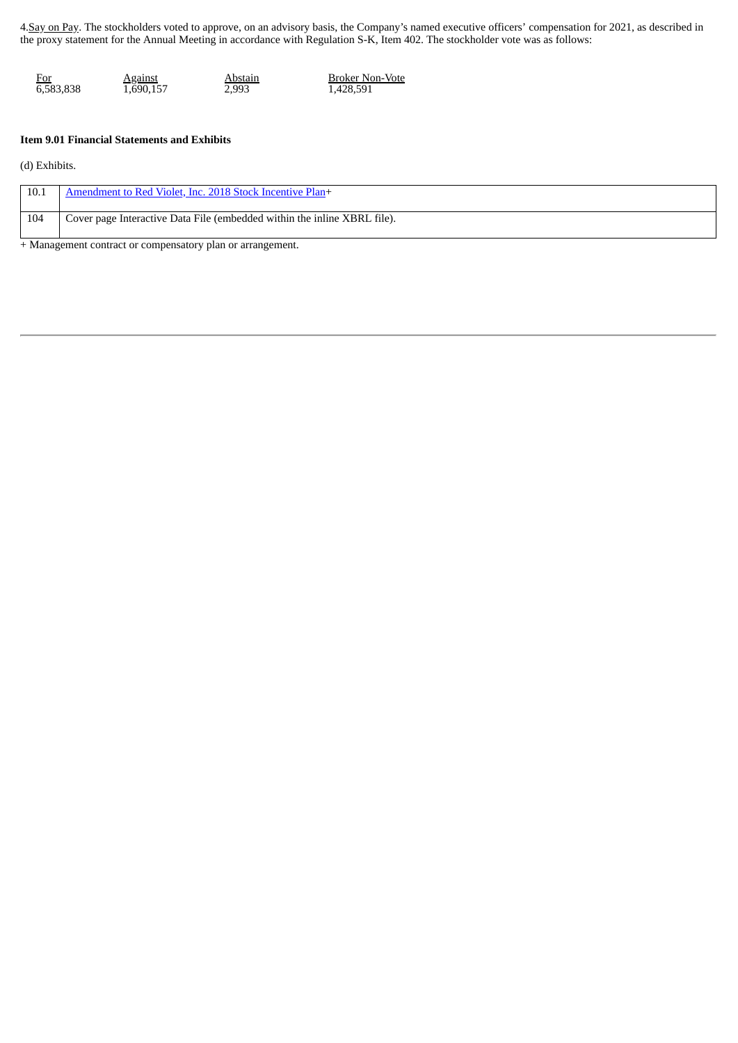4. Say on Pay. The stockholders voted to approve, on an advisory basis, the Company's named executive officers' compensation for 2021, as described in the proxy statement for the Annual Meeting in accordance with Regulation S-K, Item 402. The stockholder vote was as follows:

| For | Against | Abstain | Broker Non-Vote |
|---|---|---|---|
| 6,583,838 | 1,690,157 | 2,993 | 1,428,591 |

**Item 9.01 Financial Statements and Exhibits**

(d) Exhibits.

| | |
|---|---|
| 10.1 | Amendment to Red Violet, Inc. 2018 Stock Incentive Plan+ |
| 104 | Cover page Interactive Data File (embedded within the inline XBRL file). |

+ Management contract or compensatory plan or arrangement.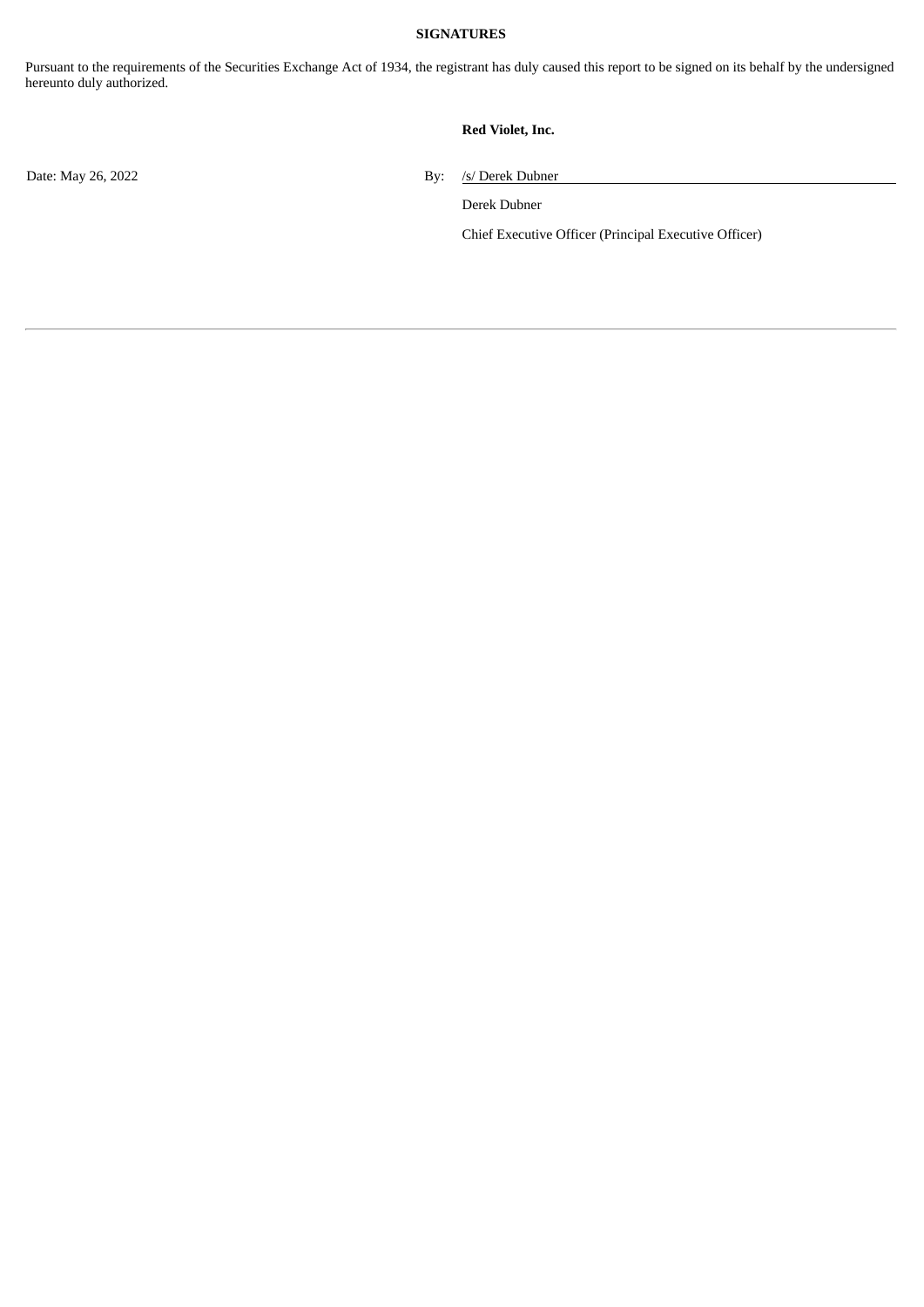**SIGNATURES**

Pursuant to the requirements of the Securities Exchange Act of 1934, the registrant has duly caused this report to be signed on its behalf by the undersigned hereunto duly authorized.

| | | |
|---|---|---|
| | | **Red Violet, Inc.** |
| Date: May 26, 2022 | By: | /s/ Derek Dubner |
| | | Derek Dubner |
| | | Chief Executive Officer (Principal Executive Officer) |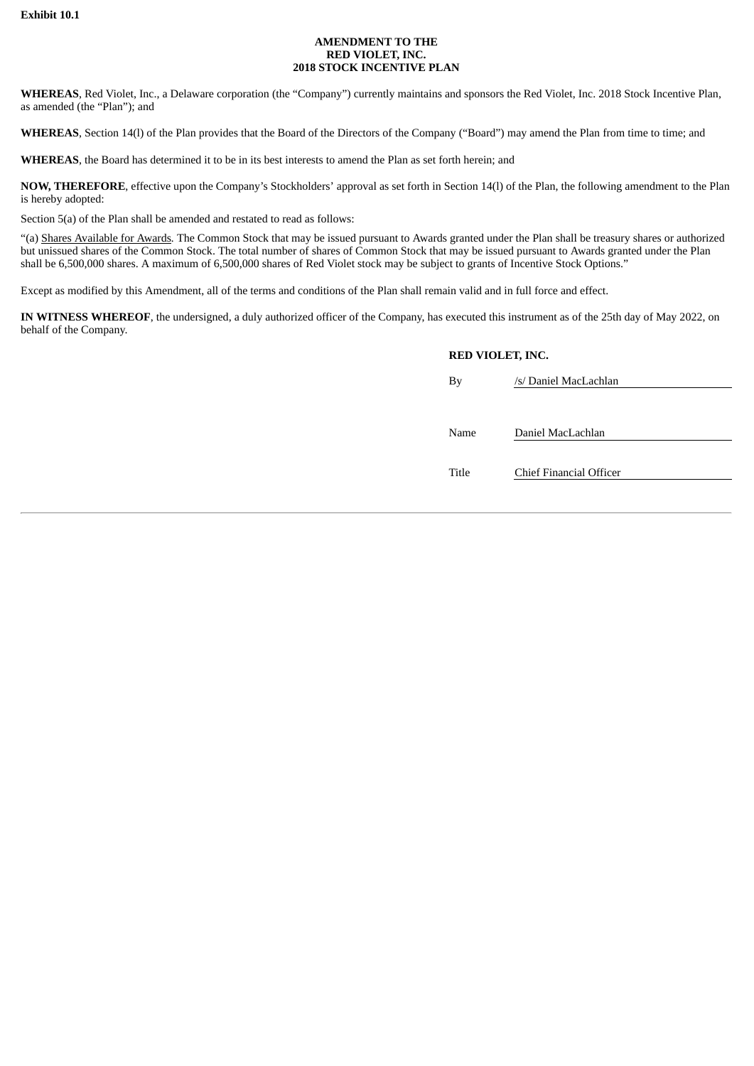**Exhibit 10.1**

**AMENDMENT TO THE**
**RED VIOLET, INC.**
**2018 STOCK INCENTIVE PLAN**

**WHEREAS**, Red Violet, Inc., a Delaware corporation (the "Company") currently maintains and sponsors the Red Violet, Inc. 2018 Stock Incentive Plan, as amended (the "Plan"); and

**WHEREAS**, Section 14(l) of the Plan provides that the Board of the Directors of the Company ("Board") may amend the Plan from time to time; and

**WHEREAS**, the Board has determined it to be in its best interests to amend the Plan as set forth herein; and

**NOW, THEREFORE**, effective upon the Company's Stockholders' approval as set forth in Section 14(l) of the Plan, the following amendment to the Plan is hereby adopted:

Section 5(a) of the Plan shall be amended and restated to read as follows:

"(a) Shares Available for Awards*.* The Common Stock that may be issued pursuant to Awards granted under the Plan shall be treasury shares or authorized but unissued shares of the Common Stock. The total number of shares of Common Stock that may be issued pursuant to Awards granted under the Plan shall be 6,500,000 shares. A maximum of 6,500,000 shares of Red Violet stock may be subject to grants of Incentive Stock Options."

Except as modified by this Amendment, all of the terms and conditions of the Plan shall remain valid and in full force and effect.

**IN WITNESS WHEREOF**, the undersigned, a duly authorized officer of the Company, has executed this instrument as of the 25th day of May 2022, on behalf of the Company.

**RED VIOLET, INC.**

By /s/ Daniel MacLachlan

Name Daniel MacLachlan

Title Chief Financial Officer